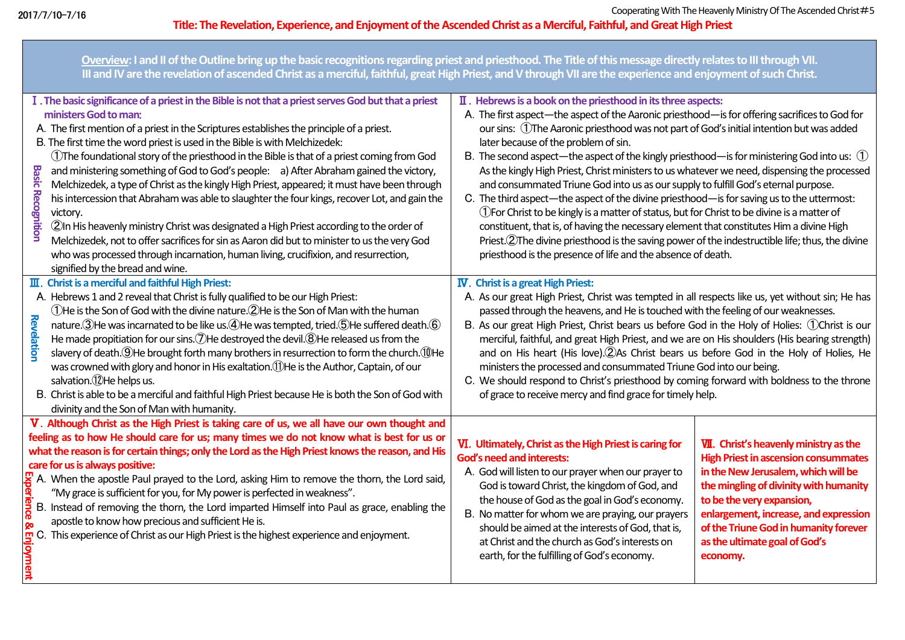2017/7/10–7/16

Cooperating With The Heavenly Ministry Of The Ascended Christ#5

# Title: The Revelation, Experience, and Enjoyment of the Ascended Christ as a Merciful, Faithful, and Great High Priest

**Overview:** I and II of the Outline bring up the basic recognitions regarding priest and priesthood. The Title of this message directly relates to III through VII. III and IV are the revelation of ascended Christ as a merciful, faithful, great High Priest, and V through VII are the experience and enjoyment of such Christ.

## Basic Recognition

### Ⅰ. The basic significance of a priest in the Bible is not that a priest serves God but that a priest ministers God to man:

A. The first mention of a priest in the Scriptures establishes the principle of a priest.

B. The first time the word priest is used in the Bible is with Melchizedek:

①The foundational story of the priesthood in the Bible is that of a priest coming from God and ministering something of God to God's people: a) After Abraham gained the victory, Melchizedek, a type of Christ as the kingly High Priest, appeared; it must have been through his intercession that Abraham was able to slaughter the four kings, recover Lot, and gain the victory.

②In His heavenly ministry Christ was designated a High Priest according to the order of Melchizedek, not to offer sacrifices for sin as Aaron did but to minister to us the very God who was processed through incarnation, human living, crucifixion, and resurrection, signified by the bread and wine.

### Ⅱ. Hebrews is a book on the priesthood in its three aspects:

A. The first aspect—the aspect of the Aaronic priesthood—is for offering sacrifices to God for our sins: ①The Aaronic priesthood was not part of God's initial intention but was added later because of the problem of sin.

B. The second aspect—the aspect of the kingly priesthood—is for ministering God into us: ① As the kingly High Priest, Christ ministers to us whatever we need, dispensing the processed and consummated Triune God into us as our supply to fulfill God's eternal purpose.

C. The third aspect—the aspect of the divine priesthood—is for saving us to the uttermost: ①For Christ to be kingly is a matter of status, but for Christ to be divine is a matter of constituent, that is, of having the necessary element that constitutes Him a divine High Priest.②The divine priesthood is the saving power of the indestructible life; thus, the divine priesthood is the presence of life and the absence of death.

## Revelation

### Ⅲ. Christ is a merciful and faithful High Priest:

A. Hebrews 1 and 2 reveal that Christ is fully qualified to be our High Priest:

①He is the Son of God with the divine nature.②He is the Son of Man with the human nature.③He was incarnated to be like us.④He was tempted, tried.⑤He suffered death.⑥He made propitiation for our sins.⑦He destroyed the devil.⑧He released us from the slavery of death.⑨He brought forth many brothers in resurrection to form the church.⑩He was crowned with glory and honor in His exaltation.⑪He is the Author, Captain, of our salvation.⑫He helps us.

B. Christ is able to be a merciful and faithful High Priest because He is both the Son of God with divinity and the Son of Man with humanity.

### Ⅳ. Christ is a great High Priest:

A. As our great High Priest, Christ was tempted in all respects like us, yet without sin; He has passed through the heavens, and He is touched with the feeling of our weaknesses.

B. As our great High Priest, Christ bears us before God in the Holy of Holies: ①Christ is our merciful, faithful, and great High Priest, and we are on His shoulders (His bearing strength) and on His heart (His love).②As Christ bears us before God in the Holy of Holies, He ministers the processed and consummated Triune God into our being.

C. We should respond to Christ's priesthood by coming forward with boldness to the throne of grace to receive mercy and find grace for timely help.

## Experience & Enjoyment

### Ⅴ. Although Christ as the High Priest is taking care of us, we all have our own thought and feeling as to how He should care for us; many times we do not know what is best for us or what the reason is for certain things; only the Lord as the High Priest knows the reason, and His care for us is always positive:

A. When the apostle Paul prayed to the Lord, asking Him to remove the thorn, the Lord said, "My grace is sufficient for you, for My power is perfected in weakness".

B. Instead of removing the thorn, the Lord imparted Himself into Paul as grace, enabling the apostle to know how precious and sufficient He is.

C. This experience of Christ as our High Priest is the highest experience and enjoyment.

### Ⅵ. Ultimately, Christ as the High Priest is caring for God's need and interests:

A. God will listen to our prayer when our prayer to God is toward Christ, the kingdom of God, and the house of God as the goal in God's economy.

B. No matter for whom we are praying, our prayers should be aimed at the interests of God, that is, at Christ and the church as God's interests on earth, for the fulfilling of God's economy.

### Ⅶ. Christ's heavenly ministry as the High Priest in ascension consummates in the New Jerusalem, which will be the mingling of divinity with humanity to be the very expansion, enlargement, increase, and expression of the Triune God in humanity forever as the ultimate goal of God's economy.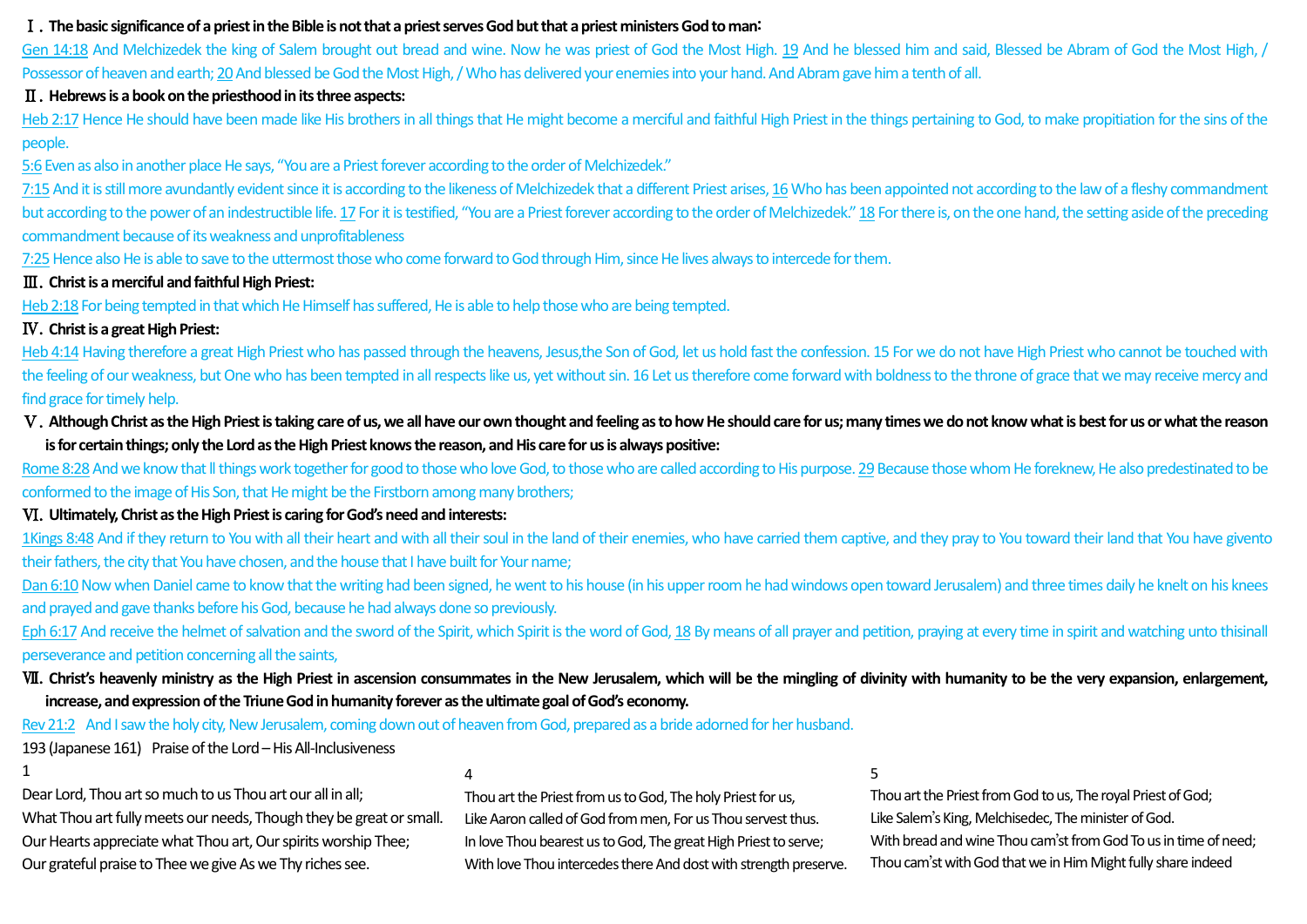**Ⅰ．The basic significance of a priest in the Bible is not that a priest serves God but that a priest ministers God to man:**

Gen 14:18 And Melchizedek the king of Salem brought out bread and wine. Now he was priest of God the Most High. 19 And he blessed him and said, Blessed be Abram of God the Most High, / Possessor of heaven and earth; 20 And blessed be God the Most High, / Who has delivered your enemies into your hand. And Abram gave him a tenth of all.

**Ⅱ．Hebrews is a book on the priesthood in its three aspects:**

Heb 2:17 Hence He should have been made like His brothers in all things that He might become a merciful and faithful High Priest in the things pertaining to God, to make propitiation for the sins of the people.

5:6 Even as also in another place He says, "You are a Priest forever according to the order of Melchizedek."

7:15 And it is still more avundantly evident since it is according to the likeness of Melchizedek that a different Priest arises, 16 Who has been appointed not according to the law of a fleshy commandment but according to the power of an indestructible life. 17 For it is testified, "You are a Priest forever according to the order of Melchizedek." 18 For there is, on the one hand, the setting aside of the preceding commandment because of its weakness and unprofitableness

7:25 Hence also He is able to save to the uttermost those who come forward to God through Him, since He lives always to intercede for them.

**Ⅲ．Christ is a merciful and faithful High Priest:**

Heb 2:18 For being tempted in that which He Himself has suffered, He is able to help those who are being tempted.

**Ⅳ．Christ is a great High Priest:**

Heb 4:14 Having therefore a great High Priest who has passed through the heavens, Jesus,the Son of God, let us hold fast the confession. 15 For we do not have High Priest who cannot be touched with the feeling of our weakness, but One who has been tempted in all respects like us, yet without sin. 16 Let us therefore come forward with boldness to the throne of grace that we may receive mercy and find grace for timely help.

**Ⅴ．Although Christ as the High Priest is taking care of us, we all have our own thought and feeling as to how He should care for us; many times we do not know what is best for us or what the reason is for certain things; only the Lord as the High Priest knows the reason, and His care for us is always positive:**

Rome 8:28 And we know that ll things work together for good to those who love God, to those who are called according to His purpose. 29 Because those whom He foreknew, He also predestinated to be conformed to the image of His Son, that He might be the Firstborn among many brothers;

**Ⅵ．Ultimately, Christ as the High Priest is caring for God's need and interests:**

1Kings 8:48 And if they return to You with all their heart and with all their soul in the land of their enemies, who have carried them captive, and they pray to You toward their land that You have givento their fathers, the city that You have chosen, and the house that I have built for Your name;

Dan 6:10 Now when Daniel came to know that the writing had been signed, he went to his house (in his upper room he had windows open toward Jerusalem) and three times daily he knelt on his knees and prayed and gave thanks before his God, because he had always done so previously.

Eph 6:17 And receive the helmet of salvation and the sword of the Spirit, which Spirit is the word of God, 18 By means of all prayer and petition, praying at every time in spirit and watching unto thisinall perseverance and petition concerning all the saints,

**Ⅶ．Christ's heavenly ministry as the High Priest in ascension consummates in the New Jerusalem, which will be the mingling of divinity with humanity to be the very expansion, enlargement, increase, and expression of the Triune God in humanity forever as the ultimate goal of God's economy.**

Rev 21:2 And I saw the holy city, New Jerusalem, coming down out of heaven from God, prepared as a bride adorned for her husband.

193 (Japanese 161) Praise of the Lord – His All-Inclusiveness

1

Dear Lord, Thou art so much to us Thou art our all in all;
What Thou art fully meets our needs, Though they be great or small.
Our Hearts appreciate what Thou art, Our spirits worship Thee;
Our grateful praise to Thee we give As we Thy riches see.

4

Thou art the Priest from us to God, The holy Priest for us,
Like Aaron called of God from men, For us Thou servest thus.
In love Thou bearest us to God, The great High Priest to serve;
With love Thou intercedes there And dost with strength preserve.

5

Thou art the Priest from God to us, The royal Priest of God;
Like Salem's King, Melchisedec, The minister of God.
With bread and wine Thou cam'st from God To us in time of need;
Thou cam'st with God that we in Him Might fully share indeed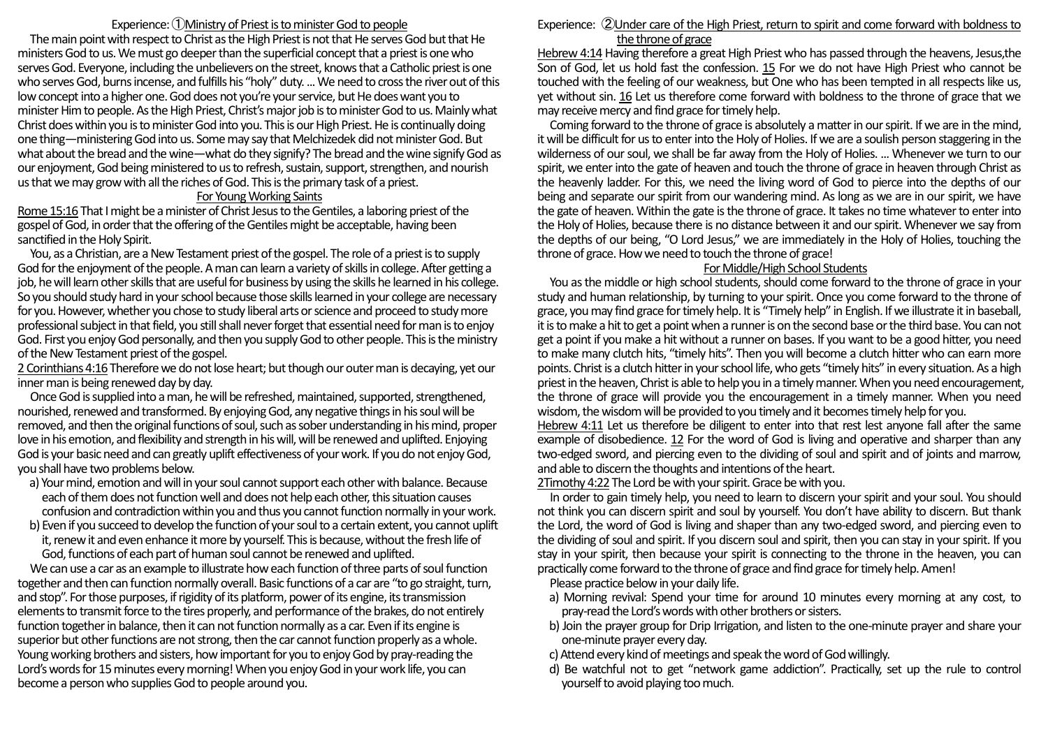## Experience: ①Ministry of Priest is to minister God to people

The main point with respect to Christ as the High Priest is not that He serves God but that He ministers God to us. We must go deeper than the superficial concept that a priest is one who serves God. Everyone, including the unbelievers on the street, knows that a Catholic priest is one who serves God, burns incense, and fulfills his "holy" duty. … We need to cross the river out of this low concept into a higher one. God does not you're your service, but He does want you to minister Him to people. As the High Priest, Christ's major job is to minister God to us. Mainly what Christ does within you is to minister God into you. This is our High Priest. He is continually doing one thing—ministering God into us. Some may say that Melchizedek did not minister God. But what about the bread and the wine—what do they signify? The bread and the wine signify God as our enjoyment, God being ministered to us to refresh, sustain, support, strengthen, and nourish us that we may grow with all the riches of God. This is the primary task of a priest.

### For Young Working Saints

Rome 15:16 That I might be a minister of Christ Jesus to the Gentiles, a laboring priest of the gospel of God, in order that the offering of the Gentiles might be acceptable, having been sanctified in the Holy Spirit.

You, as a Christian, are a New Testament priest of the gospel. The role of a priest is to supply God for the enjoyment of the people. A man can learn a variety of skills in college. After getting a job, he will learn other skills that are useful for business by using the skills he learned in his college. So you should study hard in your school because those skills learned in your college are necessary for you. However, whether you chose to study liberal arts or science and proceed to study more professional subject in that field, you still shall never forget that essential need for man is to enjoy God. First you enjoy God personally, and then you supply God to other people. This is the ministry of the New Testament priest of the gospel.

2 Corinthians 4:16 Therefore we do not lose heart; but though our outer man is decaying, yet our inner man is being renewed day by day.

Once God is supplied into a man, he will be refreshed, maintained, supported, strengthened, nourished, renewed and transformed. By enjoying God, any negative things in his soul will be removed, and then the original functions of soul, such as sober understanding in his mind, proper love in his emotion, and flexibility and strength in his will, will be renewed and uplifted. Enjoying God is your basic need and can greatly uplift effectiveness of your work. If you do not enjoy God, you shall have two problems below.

a) Your mind, emotion and will in your soul cannot support each other with balance. Because each of them does not function well and does not help each other, this situation causes confusion and contradiction within you and thus you cannot function normally in your work.
b) Even if you succeed to develop the function of your soul to a certain extent, you cannot uplift it, renew it and even enhance it more by yourself. This is because, without the fresh life of God, functions of each part of human soul cannot be renewed and uplifted.

We can use a car as an example to illustrate how each function of three parts of soul function together and then can function normally overall. Basic functions of a car are "to go straight, turn, and stop". For those purposes, if rigidity of its platform, power of its engine, its transmission elements to transmit force to the tires properly, and performance of the brakes, do not entirely function together in balance, then it can not function normally as a car. Even if its engine is superior but other functions are not strong, then the car cannot function properly as a whole. Young working brothers and sisters, how important for you to enjoy God by pray-reading the Lord's words for 15 minutes every morning! When you enjoy God in your work life, you can become a person who supplies God to people around you.

## Experience: ②Under care of the High Priest, return to spirit and come forward with boldness to the throne of grace

Hebrew 4:14 Having therefore a great High Priest who has passed through the heavens, Jesus, the Son of God, let us hold fast the confession. 15 For we do not have High Priest who cannot be touched with the feeling of our weakness, but One who has been tempted in all respects like us, yet without sin. 16 Let us therefore come forward with boldness to the throne of grace that we may receive mercy and find grace for timely help.

Coming forward to the throne of grace is absolutely a matter in our spirit. If we are in the mind, it will be difficult for us to enter into the Holy of Holies. If we are a soulish person staggering in the wilderness of our soul, we shall be far away from the Holy of Holies. … Whenever we turn to our spirit, we enter into the gate of heaven and touch the throne of grace in heaven through Christ as the heavenly ladder. For this, we need the living word of God to pierce into the depths of our being and separate our spirit from our wandering mind. As long as we are in our spirit, we have the gate of heaven. Within the gate is the throne of grace. It takes no time whatever to enter into the Holy of Holies, because there is no distance between it and our spirit. Whenever we say from the depths of our being, "O Lord Jesus," we are immediately in the Holy of Holies, touching the throne of grace. How we need to touch the throne of grace!

### For Middle/High School Students

You as the middle or high school students, should come forward to the throne of grace in your study and human relationship, by turning to your spirit. Once you come forward to the throne of grace, you may find grace for timely help. It is "Timely help" in English. If we illustrate it in baseball, it is to make a hit to get a point when a runner is on the second base or the third base. You can not get a point if you make a hit without a runner on bases. If you want to be a good hitter, you need to make many clutch hits, "timely hits". Then you will become a clutch hitter who can earn more points. Christ is a clutch hitter in your school life, who gets "timely hits" in every situation. As a high priest in the heaven, Christ is able to help you in a timely manner. When you need encouragement, the throne of grace will provide you the encouragement in a timely manner. When you need wisdom, the wisdom will be provided to you timely and it becomes timely help for you.

Hebrew 4:11 Let us therefore be diligent to enter into that rest lest anyone fall after the same example of disobedience. 12 For the word of God is living and operative and sharper than any two-edged sword, and piercing even to the dividing of soul and spirit and of joints and marrow, and able to discern the thoughts and intentions of the heart.

2Timothy 4:22 The Lord be with your spirit. Grace be with you.

In order to gain timely help, you need to learn to discern your spirit and your soul. You should not think you can discern spirit and soul by yourself. You don't have ability to discern. But thank the Lord, the word of God is living and shaper than any two-edged sword, and piercing even to the dividing of soul and spirit. If you discern soul and spirit, then you can stay in your spirit. If you stay in your spirit, then because your spirit is connecting to the throne in the heaven, you can practically come forward to the throne of grace and find grace for timely help. Amen!

Please practice below in your daily life.

a) Morning revival: Spend your time for around 10 minutes every morning at any cost, to pray-read the Lord's words with other brothers or sisters.
b) Join the prayer group for Drip Irrigation, and listen to the one-minute prayer and share your one-minute prayer every day.
c) Attend every kind of meetings and speak the word of God willingly.
d) Be watchful not to get "network game addiction". Practically, set up the rule to control yourself to avoid playing too much.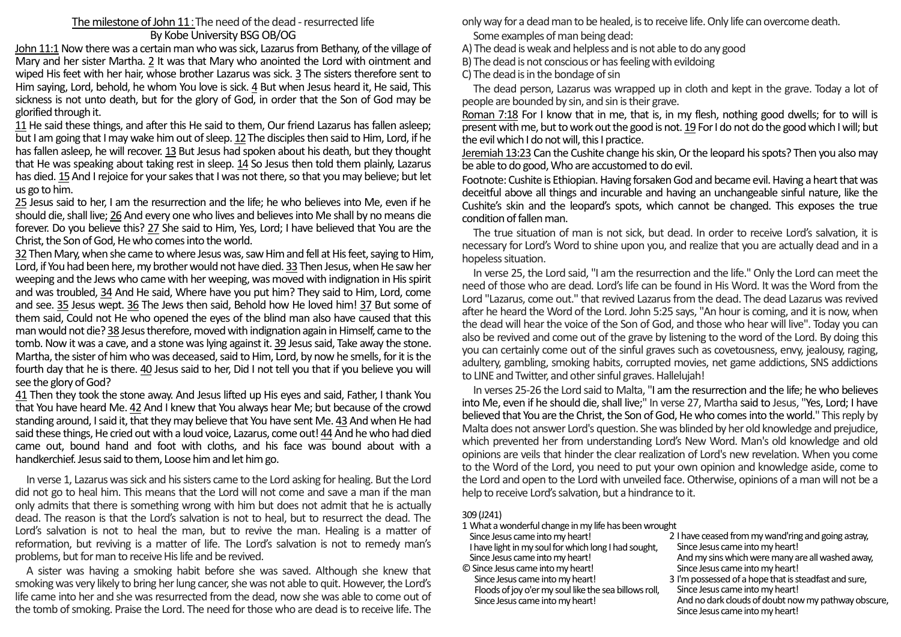## The milestone of John 11 : The need of the dead - resurrected life

By Kobe University BSG OB/OG

John 11:1 Now there was a certain man who was sick, Lazarus from Bethany, of the village of Mary and her sister Martha. 2 It was that Mary who anointed the Lord with ointment and wiped His feet with her hair, whose brother Lazarus was sick. 3 The sisters therefore sent to Him saying, Lord, behold, he whom You love is sick. 4 But when Jesus heard it, He said, This sickness is not unto death, but for the glory of God, in order that the Son of God may be glorified through it.

11 He said these things, and after this He said to them, Our friend Lazarus has fallen asleep; but I am going that I may wake him out of sleep. 12 The disciples then said to Him, Lord, if he has fallen asleep, he will recover. 13 But Jesus had spoken about his death, but they thought that He was speaking about taking rest in sleep. 14 So Jesus then told them plainly, Lazarus has died. 15 And I rejoice for your sakes that I was not there, so that you may believe; but let us go to him.

25 Jesus said to her, I am the resurrection and the life; he who believes into Me, even if he should die, shall live; 26 And every one who lives and believes into Me shall by no means die forever. Do you believe this? 27 She said to Him, Yes, Lord; I have believed that You are the Christ, the Son of God, He who comes into the world.

32 Then Mary, when she came to where Jesus was, saw Him and fell at His feet, saying to Him, Lord, if You had been here, my brother would not have died. 33 Then Jesus, when He saw her weeping and the Jews who came with her weeping, was moved with indignation in His spirit and was troubled, 34 And He said, Where have you put him? They said to Him, Lord, come and see. 35 Jesus wept. 36 The Jews then said, Behold how He loved him! 37 But some of them said, Could not He who opened the eyes of the blind man also have caused that this man would not die? 38 Jesus therefore, moved with indignation again in Himself, came to the tomb. Now it was a cave, and a stone was lying against it. 39 Jesus said, Take away the stone. Martha, the sister of him who was deceased, said to Him, Lord, by now he smells, for it is the fourth day that he is there. 40 Jesus said to her, Did I not tell you that if you believe you will see the glory of God?

41 Then they took the stone away. And Jesus lifted up His eyes and said, Father, I thank You that You have heard Me. 42 And I knew that You always hear Me; but because of the crowd standing around, I said it, that they may believe that You have sent Me. 43 And when He had said these things, He cried out with a loud voice, Lazarus, come out! 44 And he who had died came out, bound hand and foot with cloths, and his face was bound about with a handkerchief. Jesus said to them, Loose him and let him go.

In verse 1, Lazarus was sick and his sisters came to the Lord asking for healing. But the Lord did not go to heal him. This means that the Lord will not come and save a man if the man only admits that there is something wrong with him but does not admit that he is actually dead. The reason is that the Lord's salvation is not to heal, but to resurrect the dead. The Lord's salvation is not to heal the man, but to revive the man. Healing is a matter of reformation, but reviving is a matter of life. The Lord's salvation is not to remedy man's problems, but for man to receive His life and be revived.

A sister was having a smoking habit before she was saved. Although she knew that smoking was very likely to bring her lung cancer, she was not able to quit. However, the Lord's life came into her and she was resurrected from the dead, now she was able to come out of the tomb of smoking. Praise the Lord. The need for those who are dead is to receive life. The only way for a dead man to be healed, is to receive life. Only life can overcome death.

Some examples of man being dead:

A) The dead is weak and helpless and is not able to do any good

B) The dead is not conscious or has feeling with evildoing

C) The dead is in the bondage of sin

The dead person, Lazarus was wrapped up in cloth and kept in the grave. Today a lot of people are bounded by sin, and sin is their grave.

Roman 7:18 For I know that in me, that is, in my flesh, nothing good dwells; for to will is present with me, but to work out the good is not. 19 For I do not do the good which I will; but the evil which I do not will, this I practice.

Jeremiah 13:23 Can the Cushite change his skin, Or the leopard his spots? Then you also may be able to do good, Who are accustomed to do evil.

Footnote: Cushite is Ethiopian. Having forsaken God and became evil. Having a heart that was deceitful above all things and incurable and having an unchangeable sinful nature, like the Cushite's skin and the leopard's spots, which cannot be changed. This exposes the true condition of fallen man.

The true situation of man is not sick, but dead. In order to receive Lord's salvation, it is necessary for Lord's Word to shine upon you, and realize that you are actually dead and in a hopeless situation.

In verse 25, the Lord said, "I am the resurrection and the life." Only the Lord can meet the need of those who are dead. Lord's life can be found in His Word. It was the Word from the Lord "Lazarus, come out." that revived Lazarus from the dead. The dead Lazarus was revived after he heard the Word of the Lord. John 5:25 says, "An hour is coming, and it is now, when the dead will hear the voice of the Son of God, and those who hear will live". Today you can also be revived and come out of the grave by listening to the word of the Lord. By doing this you can certainly come out of the sinful graves such as covetousness, envy, jealousy, raging, adultery, gambling, smoking habits, corrupted movies, net game addictions, SNS addictions to LINE and Twitter, and other sinful graves. Hallelujah!

In verses 25-26 the Lord said to Malta, "I am the resurrection and the life; he who believes into Me, even if he should die, shall live;" In verse 27, Martha said to Jesus, "Yes, Lord; I have believed that You are the Christ, the Son of God, He who comes into the world." This reply by Malta does not answer Lord's question. She was blinded by her old knowledge and prejudice, which prevented her from understanding Lord's New Word. Man's old knowledge and old opinions are veils that hinder the clear realization of Lord's new revelation. When you come to the Word of the Lord, you need to put your own opinion and knowledge aside, come to the Lord and open to the Lord with unveiled face. Otherwise, opinions of a man will not be a help to receive Lord's salvation, but a hindrance to it.

309 (J241)

1 What a wonderful change in my life has been wrought
Since Jesus came into my heart!
I have light in my soul for which long I had sought,
Since Jesus came into my heart!

© Since Jesus came into my heart!
Since Jesus came into my heart!
Floods of joy o'er my soul like the sea billows roll,
Since Jesus came into my heart!

2 I have ceased from my wand'ring and going astray,
Since Jesus came into my heart!
And my sins which were many are all washed away,
Since Jesus came into my heart!

3 I'm possessed of a hope that is steadfast and sure,
Since Jesus came into my heart!
And no dark clouds of doubt now my pathway obscure,
Since Jesus came into my heart!